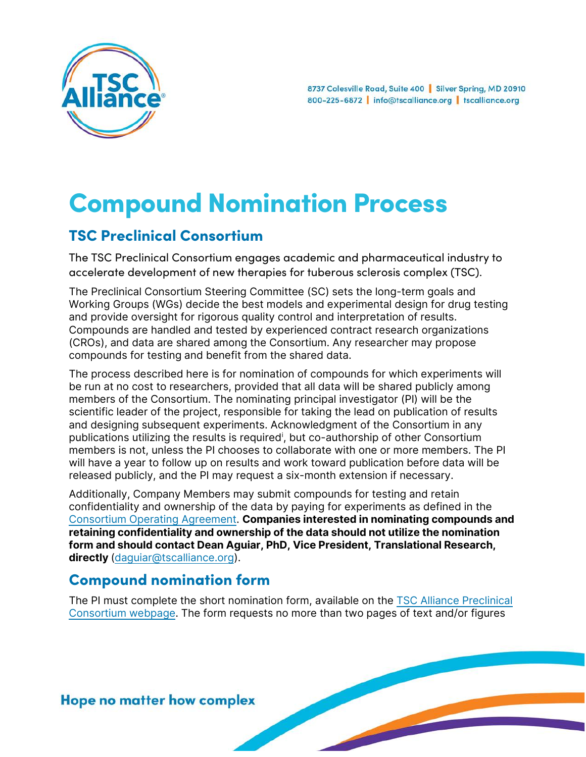8737 Colesville Road, Suite 400 | Silver Spring, MD 20910
800-225-6872 | info@tscalliance.org | tscalliance.org

# Compound Nomination Process

## TSC Preclinical Consortium

The TSC Preclinical Consortium engages academic and pharmaceutical industry to accelerate development of new therapies for tuberous sclerosis complex (TSC).

The Preclinical Consortium Steering Committee (SC) sets the long-term goals and Working Groups (WGs) decide the best models and experimental design for drug testing and provide oversight for rigorous quality control and interpretation of results. Compounds are handled and tested by experienced contract research organizations (CROs), and data are shared among the Consortium. Any researcher may propose compounds for testing and benefit from the shared data.

The process described here is for nomination of compounds for which experiments will be run at no cost to researchers, provided that all data will be shared publicly among members of the Consortium. The nominating principal investigator (PI) will be the scientific leader of the project, responsible for taking the lead on publication of results and designing subsequent experiments. Acknowledgment of the Consortium in any publications utilizing the results is required[i], but co-authorship of other Consortium members is not, unless the PI chooses to collaborate with one or more members. The PI will have a year to follow up on results and work toward publication before data will be released publicly, and the PI may request a six-month extension if necessary.

Additionally, Company Members may submit compounds for testing and retain confidentiality and ownership of the data by paying for experiments as defined in the Consortium Operating Agreement. **Companies interested in nominating compounds and retaining confidentiality and ownership of the data should not utilize the nomination form and should contact Dean Aguiar, PhD, Vice President, Translational Research, directly** (daguiar@tscalliance.org).

## Compound nomination form

The PI must complete the short nomination form, available on the TSC Alliance Preclinical Consortium webpage. The form requests no more than two pages of text and/or figures

Hope no matter how complex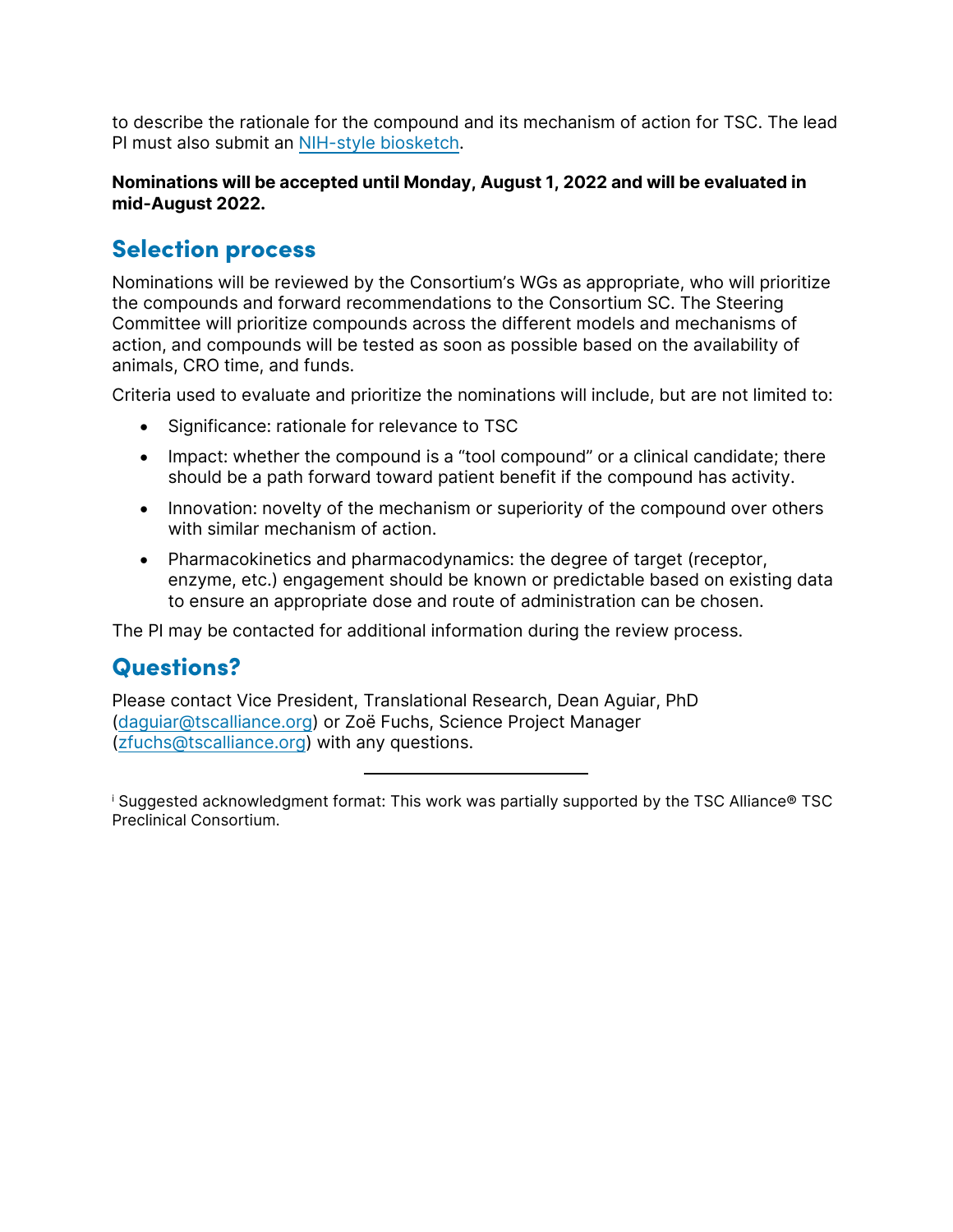to describe the rationale for the compound and its mechanism of action for TSC. The lead PI must also submit an [NIH-style biosketch](NIH-style biosketch).

**Nominations will be accepted until Monday, August 1, 2022 and will be evaluated in mid-August 2022.**

## Selection process

Nominations will be reviewed by the Consortium's WGs as appropriate, who will prioritize the compounds and forward recommendations to the Consortium SC. The Steering Committee will prioritize compounds across the different models and mechanisms of action, and compounds will be tested as soon as possible based on the availability of animals, CRO time, and funds.

Criteria used to evaluate and prioritize the nominations will include, but are not limited to:

- Significance: rationale for relevance to TSC
- Impact: whether the compound is a "tool compound" or a clinical candidate; there should be a path forward toward patient benefit if the compound has activity.
- Innovation: novelty of the mechanism or superiority of the compound over others with similar mechanism of action.
- Pharmacokinetics and pharmacodynamics: the degree of target (receptor, enzyme, etc.) engagement should be known or predictable based on existing data to ensure an appropriate dose and route of administration can be chosen.

The PI may be contacted for additional information during the review process.

## Questions?

Please contact Vice President, Translational Research, Dean Aguiar, PhD (daguiar@tscalliance.org) or Zoë Fuchs, Science Project Manager (zfuchs@tscalliance.org) with any questions.

---

[i] Suggested acknowledgment format: This work was partially supported by the TSC Alliance® TSC Preclinical Consortium.